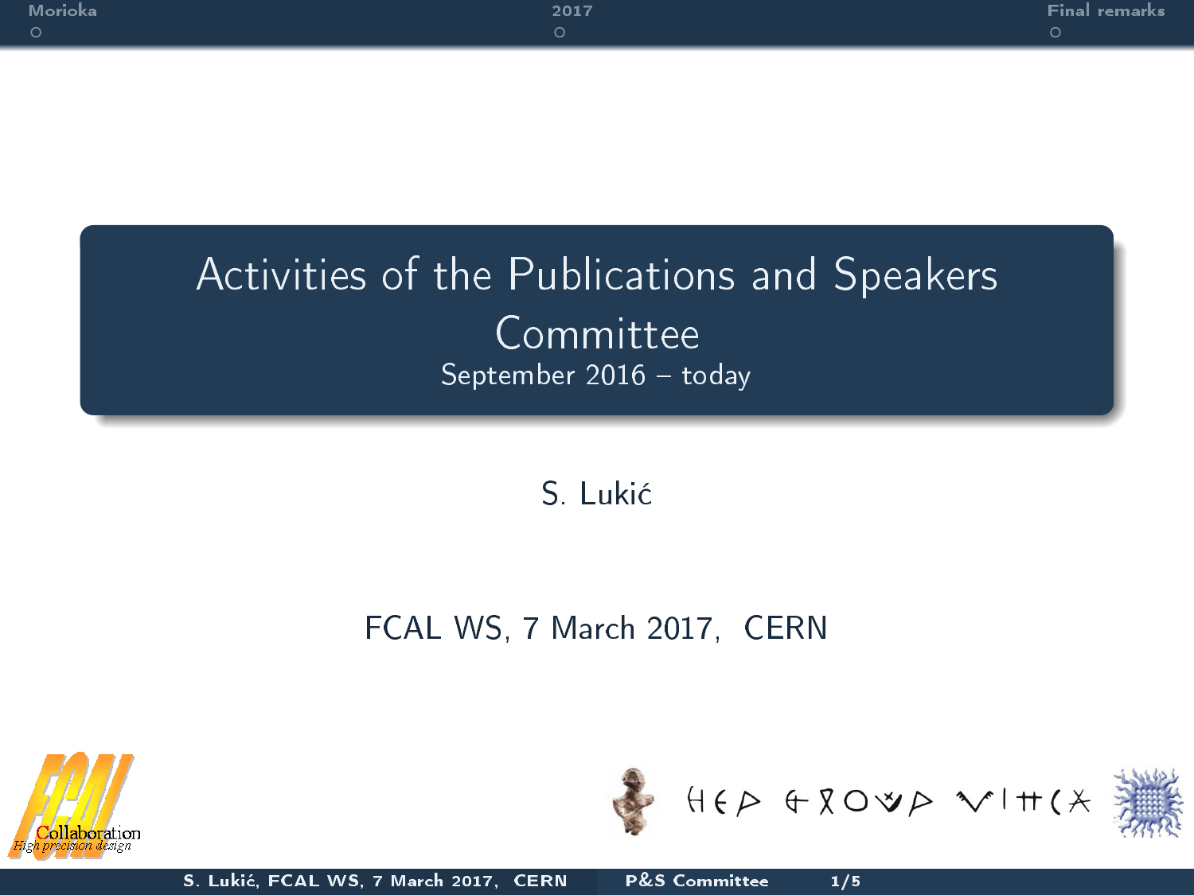# Activities of the Publications and Speakers Committee

September 2016 – today

S. Lukić

FCAL WS, 7 March 2017, CERN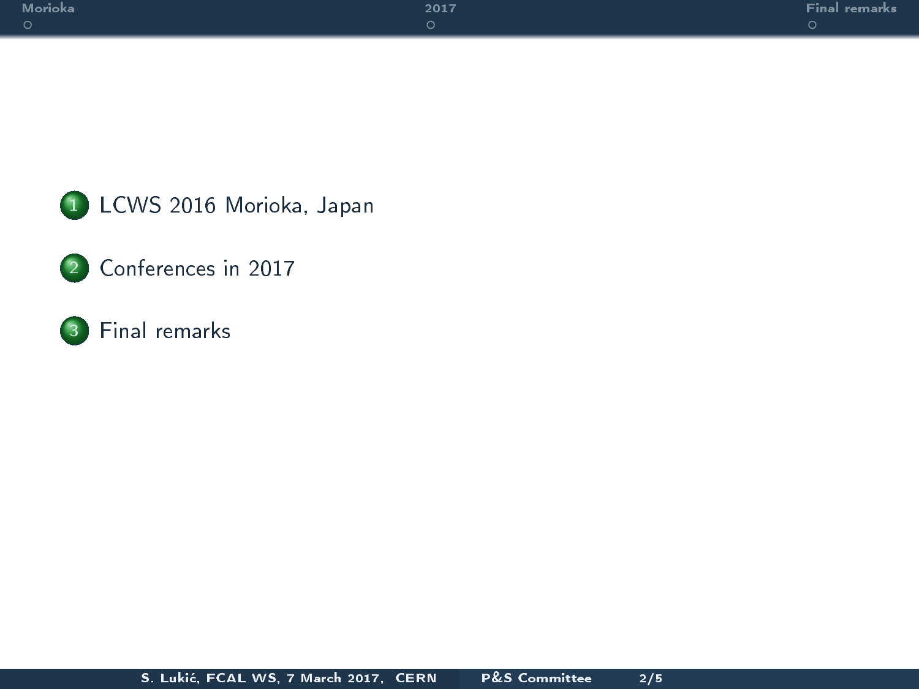1. LCWS 2016 Morioka, Japan
2. Conferences in 2017
3. Final remarks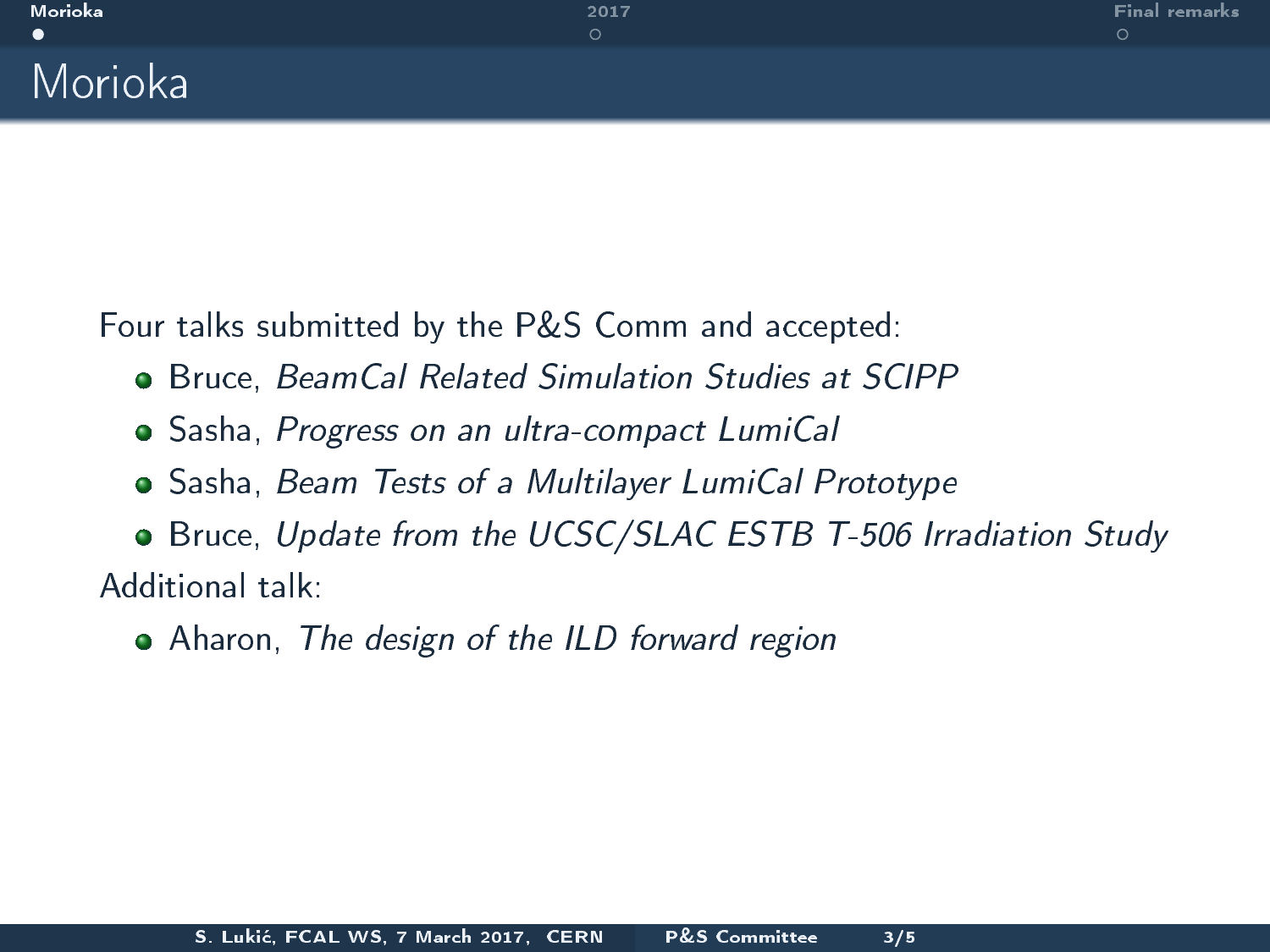# Morioka

Four talks submitted by the P&S Comm and accepted:

- Bruce, *BeamCal Related Simulation Studies at SCIPP*
- Sasha, *Progress on an ultra-compact LumiCal*
- Sasha, *Beam Tests of a Multilayer LumiCal Prototype*
- Bruce, *Update from the UCSC/SLAC ESTB T-506 Irradiation Study*

Additional talk:

- Aharon, *The design of the ILD forward region*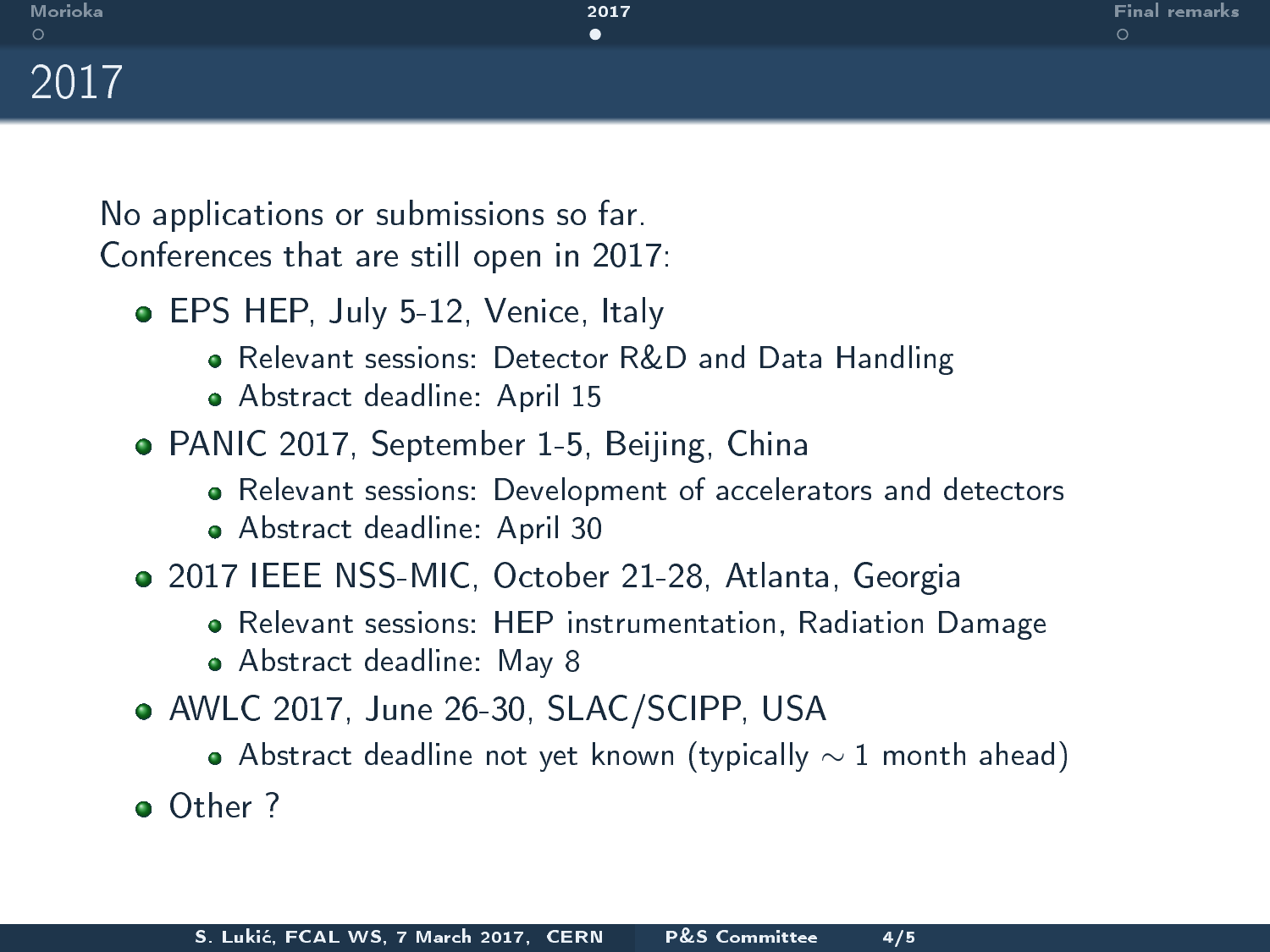# 2017

No applications or submissions so far.
Conferences that are still open in 2017:

- EPS HEP, July 5-12, Venice, Italy
  - Relevant sessions: Detector R&D and Data Handling
  - Abstract deadline: April 15
- PANIC 2017, September 1-5, Beijing, China
  - Relevant sessions: Development of accelerators and detectors
  - Abstract deadline: April 30
- 2017 IEEE NSS-MIC, October 21-28, Atlanta, Georgia
  - Relevant sessions: HEP instrumentation, Radiation Damage
  - Abstract deadline: May 8
- AWLC 2017, June 26-30, SLAC/SCIPP, USA
  - Abstract deadline not yet known (typically $\sim$ 1 month ahead)
- Other ?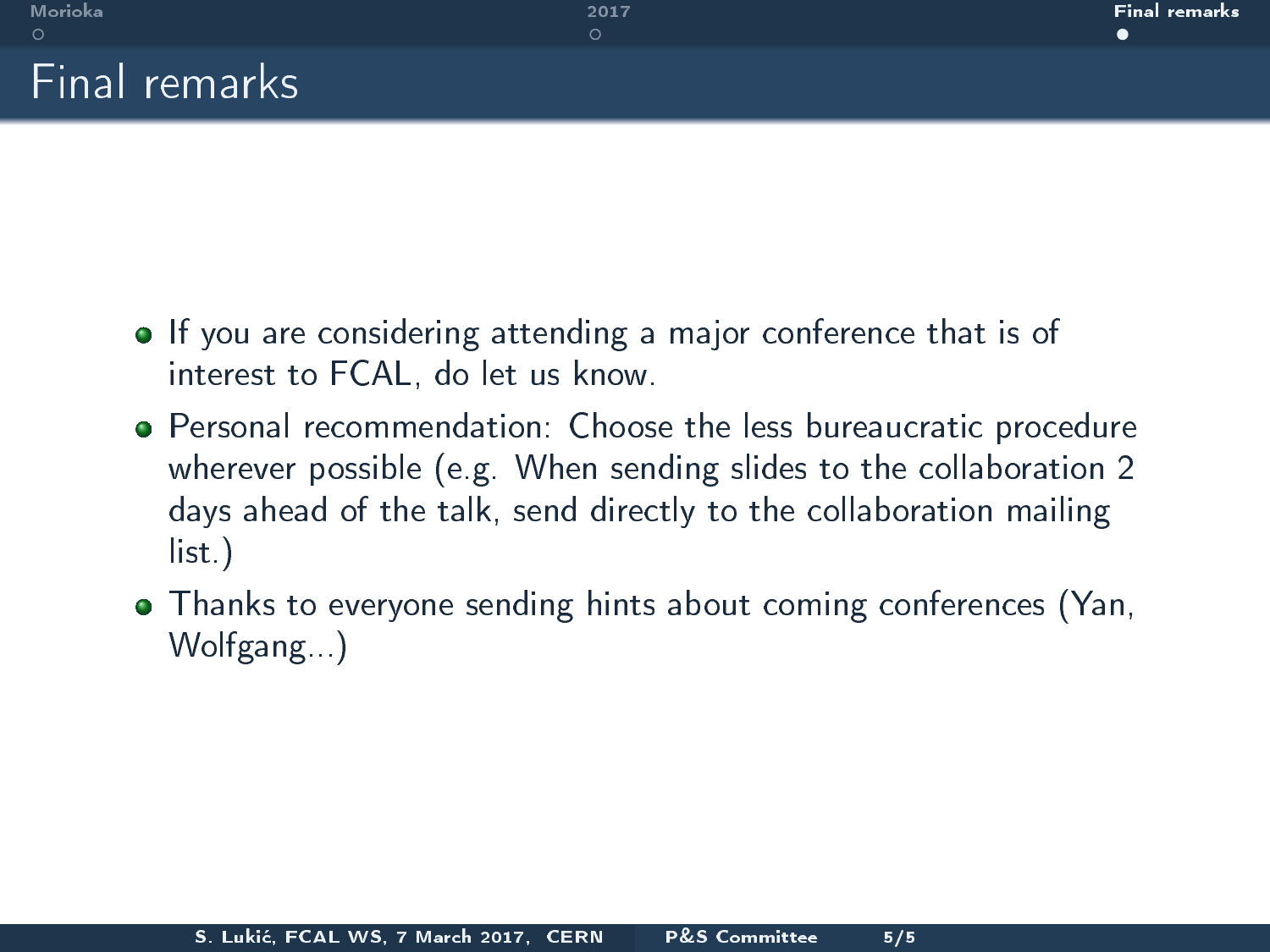# Final remarks

- If you are considering attending a major conference that is of interest to FCAL, do let us know.
- Personal recommendation: Choose the less bureaucratic procedure wherever possible (e.g. When sending slides to the collaboration 2 days ahead of the talk, send directly to the collaboration mailing list.)
- Thanks to everyone sending hints about coming conferences (Yan, Wolfgang...)